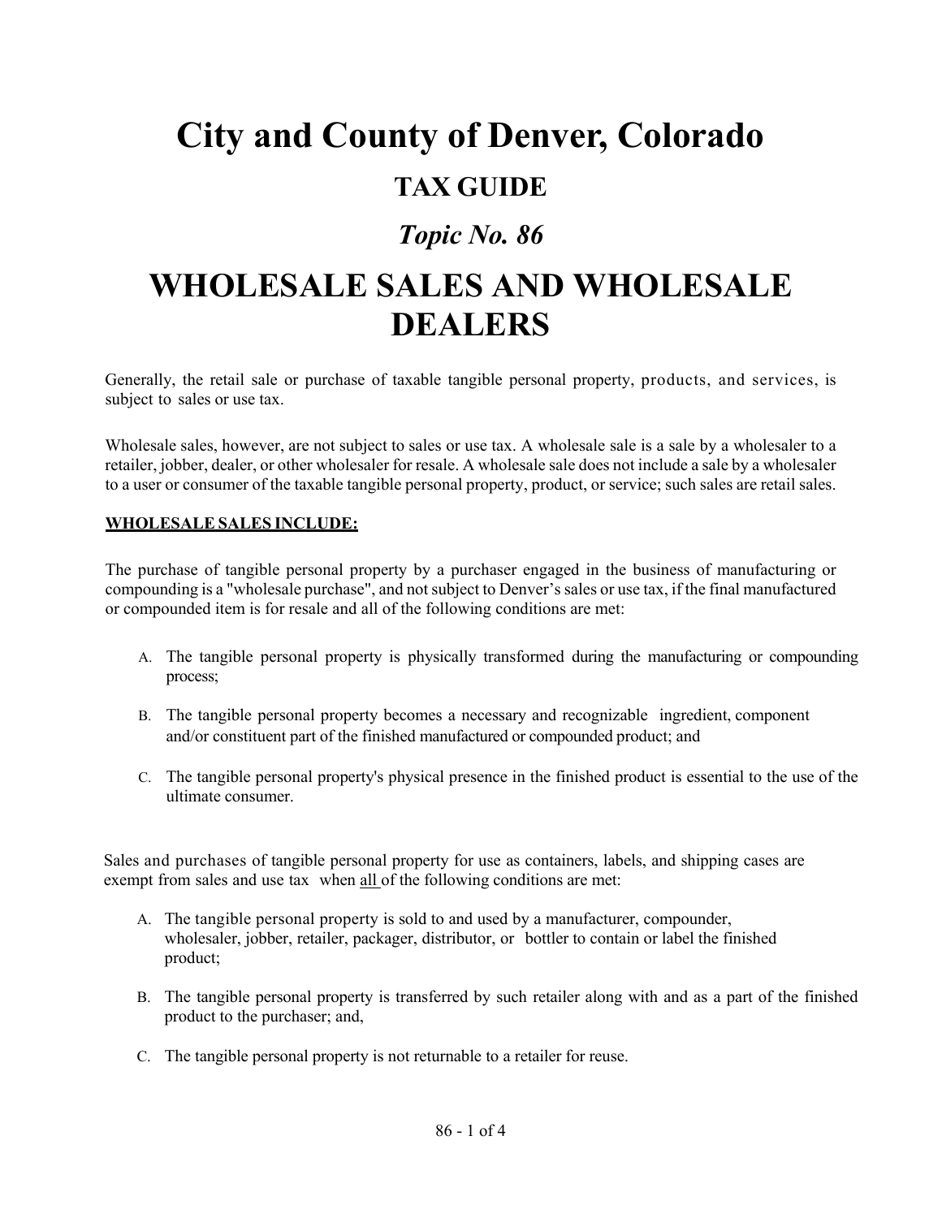# City and County of Denver, Colorado

## TAX GUIDE

### *Topic No. 86*

# WHOLESALE SALES AND WHOLESALE DEALERS

Generally, the retail sale or purchase of taxable tangible personal property, products, and services, is subject to sales or use tax.

Wholesale sales, however, are not subject to sales or use tax. A wholesale sale is a sale by a wholesaler to a retailer, jobber, dealer, or other wholesaler for resale. A wholesale sale does not include a sale by a wholesaler to a user or consumer of the taxable tangible personal property, product, or service; such sales are retail sales.

**WHOLESALE SALES INCLUDE:**

The purchase of tangible personal property by a purchaser engaged in the business of manufacturing or compounding is a "wholesale purchase", and not subject to Denver's sales or use tax, if the final manufactured or compounded item is for resale and all of the following conditions are met:

A. The tangible personal property is physically transformed during the manufacturing or compounding process;

B. The tangible personal property becomes a necessary and recognizable ingredient, component and/or constituent part of the finished manufactured or compounded product; and

C. The tangible personal property's physical presence in the finished product is essential to the use of the ultimate consumer.

Sales and purchases of tangible personal property for use as containers, labels, and shipping cases are exempt from sales and use tax when all of the following conditions are met:

A. The tangible personal property is sold to and used by a manufacturer, compounder, wholesaler, jobber, retailer, packager, distributor, or bottler to contain or label the finished product;

B. The tangible personal property is transferred by such retailer along with and as a part of the finished product to the purchaser; and,

C. The tangible personal property is not returnable to a retailer for reuse.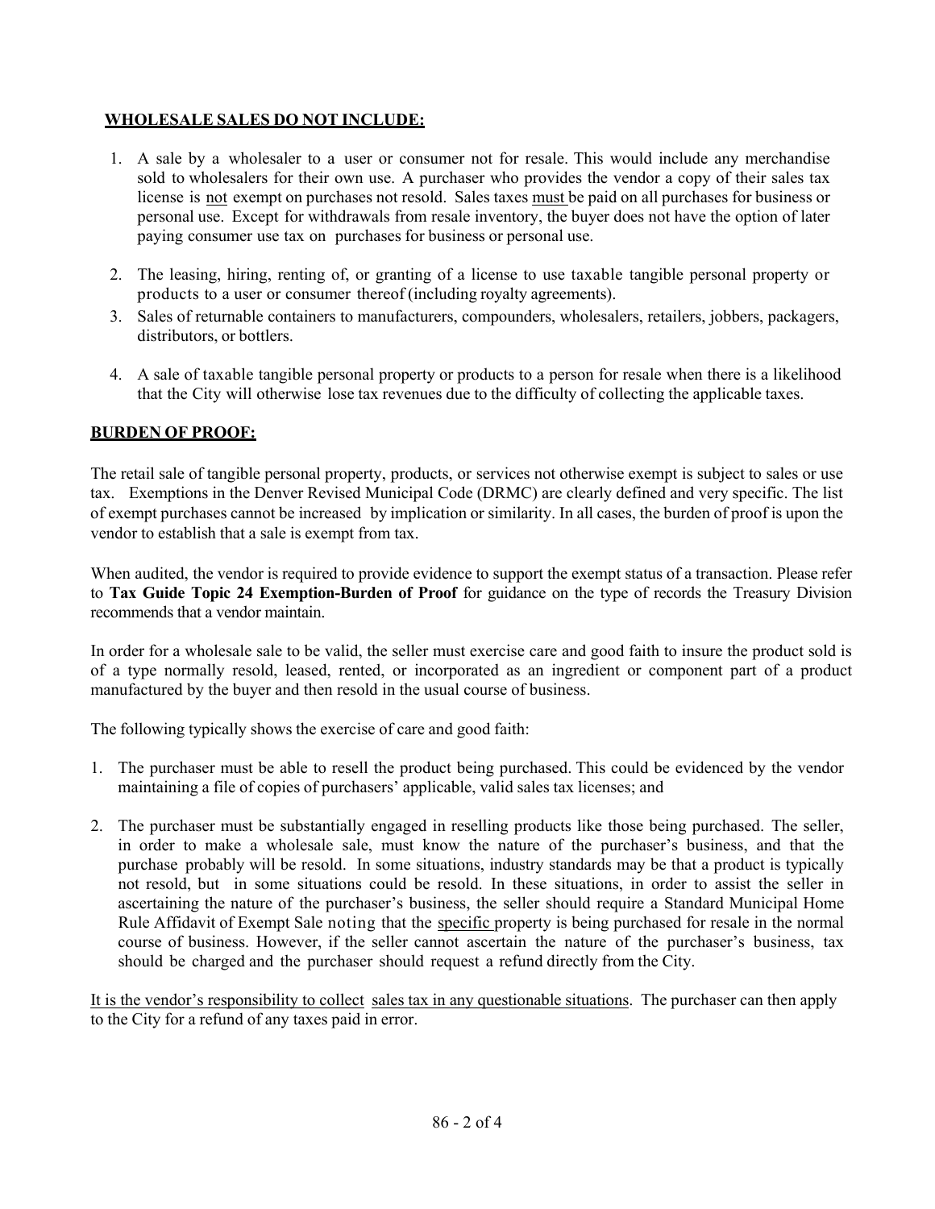## WHOLESALE SALES DO NOT INCLUDE:

1. A sale by a wholesaler to a user or consumer not for resale. This would include any merchandise sold to wholesalers for their own use. A purchaser who provides the vendor a copy of their sales tax license is not exempt on purchases not resold. Sales taxes must be paid on all purchases for business or personal use. Except for withdrawals from resale inventory, the buyer does not have the option of later paying consumer use tax on purchases for business or personal use.
2. The leasing, hiring, renting of, or granting of a license to use taxable tangible personal property or products to a user or consumer thereof (including royalty agreements).
3. Sales of returnable containers to manufacturers, compounders, wholesalers, retailers, jobbers, packagers, distributors, or bottlers.
4. A sale of taxable tangible personal property or products to a person for resale when there is a likelihood that the City will otherwise lose tax revenues due to the difficulty of collecting the applicable taxes.

## BURDEN OF PROOF:

The retail sale of tangible personal property, products, or services not otherwise exempt is subject to sales or use tax. Exemptions in the Denver Revised Municipal Code (DRMC) are clearly defined and very specific. The list of exempt purchases cannot be increased by implication or similarity. In all cases, the burden of proof is upon the vendor to establish that a sale is exempt from tax.

When audited, the vendor is required to provide evidence to support the exempt status of a transaction. Please refer to **Tax Guide Topic 24 Exemption-Burden of Proof** for guidance on the type of records the Treasury Division recommends that a vendor maintain.

In order for a wholesale sale to be valid, the seller must exercise care and good faith to insure the product sold is of a type normally resold, leased, rented, or incorporated as an ingredient or component part of a product manufactured by the buyer and then resold in the usual course of business.

The following typically shows the exercise of care and good faith:

1. The purchaser must be able to resell the product being purchased. This could be evidenced by the vendor maintaining a file of copies of purchasers' applicable, valid sales tax licenses; and
2. The purchaser must be substantially engaged in reselling products like those being purchased. The seller, in order to make a wholesale sale, must know the nature of the purchaser's business, and that the purchase probably will be resold. In some situations, industry standards may be that a product is typically not resold, but in some situations could be resold. In these situations, in order to assist the seller in ascertaining the nature of the purchaser's business, the seller should require a Standard Municipal Home Rule Affidavit of Exempt Sale noting that the specific property is being purchased for resale in the normal course of business. However, if the seller cannot ascertain the nature of the purchaser's business, tax should be charged and the purchaser should request a refund directly from the City.

It is the vendor's responsibility to collect sales tax in any questionable situations. The purchaser can then apply to the City for a refund of any taxes paid in error.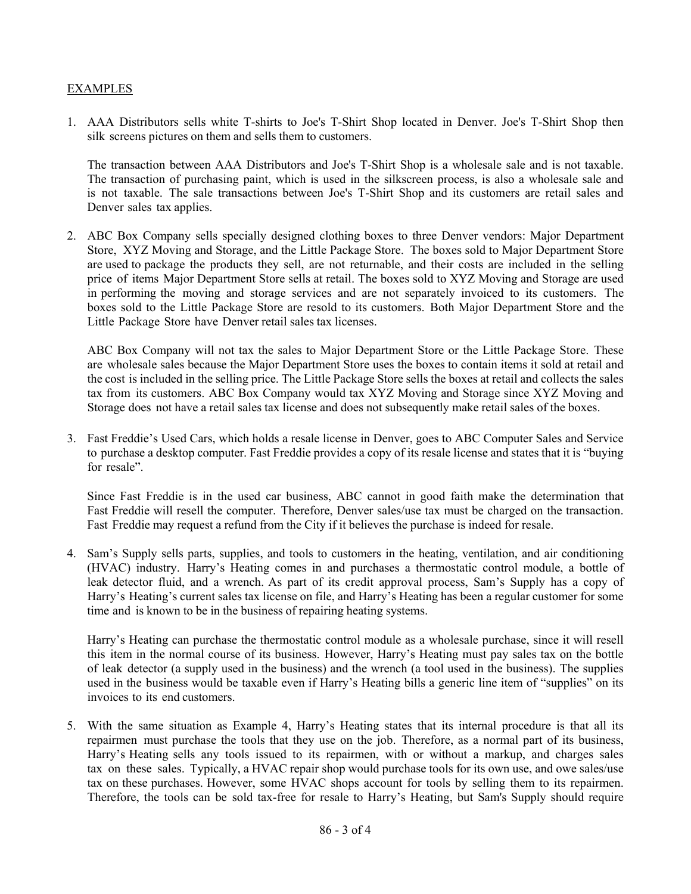EXAMPLES

1. AAA Distributors sells white T-shirts to Joe's T-Shirt Shop located in Denver. Joe's T-Shirt Shop then silk screens pictures on them and sells them to customers.

   The transaction between AAA Distributors and Joe's T-Shirt Shop is a wholesale sale and is not taxable. The transaction of purchasing paint, which is used in the silkscreen process, is also a wholesale sale and is not taxable. The sale transactions between Joe's T-Shirt Shop and its customers are retail sales and Denver sales tax applies.

2. ABC Box Company sells specially designed clothing boxes to three Denver vendors: Major Department Store, XYZ Moving and Storage, and the Little Package Store. The boxes sold to Major Department Store are used to package the products they sell, are not returnable, and their costs are included in the selling price of items Major Department Store sells at retail. The boxes sold to XYZ Moving and Storage are used in performing the moving and storage services and are not separately invoiced to its customers. The boxes sold to the Little Package Store are resold to its customers. Both Major Department Store and the Little Package Store have Denver retail sales tax licenses.

   ABC Box Company will not tax the sales to Major Department Store or the Little Package Store. These are wholesale sales because the Major Department Store uses the boxes to contain items it sold at retail and the cost is included in the selling price. The Little Package Store sells the boxes at retail and collects the sales tax from its customers. ABC Box Company would tax XYZ Moving and Storage since XYZ Moving and Storage does not have a retail sales tax license and does not subsequently make retail sales of the boxes.

3. Fast Freddie's Used Cars, which holds a resale license in Denver, goes to ABC Computer Sales and Service to purchase a desktop computer. Fast Freddie provides a copy of its resale license and states that it is "buying for resale".

   Since Fast Freddie is in the used car business, ABC cannot in good faith make the determination that Fast Freddie will resell the computer. Therefore, Denver sales/use tax must be charged on the transaction. Fast Freddie may request a refund from the City if it believes the purchase is indeed for resale.

4. Sam's Supply sells parts, supplies, and tools to customers in the heating, ventilation, and air conditioning (HVAC) industry. Harry's Heating comes in and purchases a thermostatic control module, a bottle of leak detector fluid, and a wrench. As part of its credit approval process, Sam's Supply has a copy of Harry's Heating's current sales tax license on file, and Harry's Heating has been a regular customer for some time and is known to be in the business of repairing heating systems.

   Harry's Heating can purchase the thermostatic control module as a wholesale purchase, since it will resell this item in the normal course of its business. However, Harry's Heating must pay sales tax on the bottle of leak detector (a supply used in the business) and the wrench (a tool used in the business). The supplies used in the business would be taxable even if Harry's Heating bills a generic line item of "supplies" on its invoices to its end customers.

5. With the same situation as Example 4, Harry's Heating states that its internal procedure is that all its repairmen must purchase the tools that they use on the job. Therefore, as a normal part of its business, Harry's Heating sells any tools issued to its repairmen, with or without a markup, and charges sales tax on these sales. Typically, a HVAC repair shop would purchase tools for its own use, and owe sales/use tax on these purchases. However, some HVAC shops account for tools by selling them to its repairmen. Therefore, the tools can be sold tax-free for resale to Harry's Heating, but Sam's Supply should require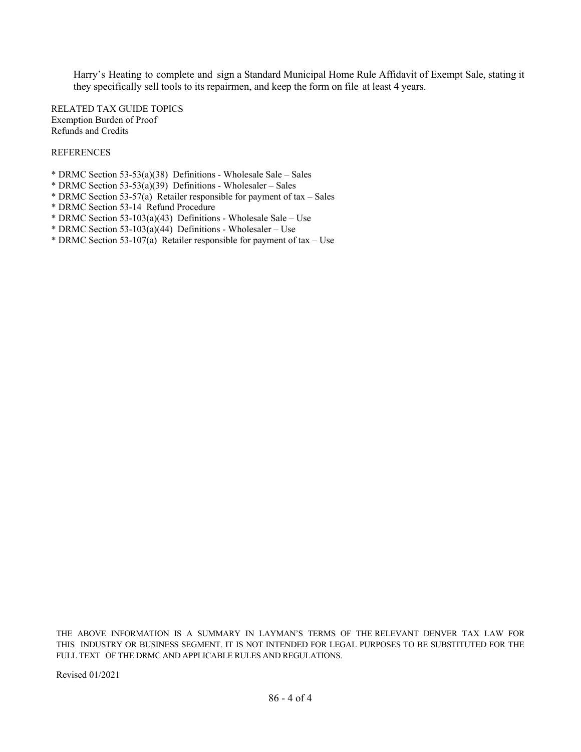Harry's Heating to complete and sign a Standard Municipal Home Rule Affidavit of Exempt Sale, stating it they specifically sell tools to its repairmen, and keep the form on file at least 4 years.

RELATED TAX GUIDE TOPICS
Exemption Burden of Proof
Refunds and Credits

REFERENCES

* DRMC Section 53-53(a)(38) Definitions - Wholesale Sale – Sales
* DRMC Section 53-53(a)(39) Definitions - Wholesaler – Sales
* DRMC Section 53-57(a) Retailer responsible for payment of tax – Sales
* DRMC Section 53-14 Refund Procedure
* DRMC Section 53-103(a)(43) Definitions - Wholesale Sale – Use
* DRMC Section 53-103(a)(44) Definitions - Wholesaler – Use
* DRMC Section 53-107(a) Retailer responsible for payment of tax – Use

THE ABOVE INFORMATION IS A SUMMARY IN LAYMAN'S TERMS OF THE RELEVANT DENVER TAX LAW FOR THIS INDUSTRY OR BUSINESS SEGMENT. IT IS NOT INTENDED FOR LEGAL PURPOSES TO BE SUBSTITUTED FOR THE FULL TEXT OF THE DRMC AND APPLICABLE RULES AND REGULATIONS.

Revised 01/2021